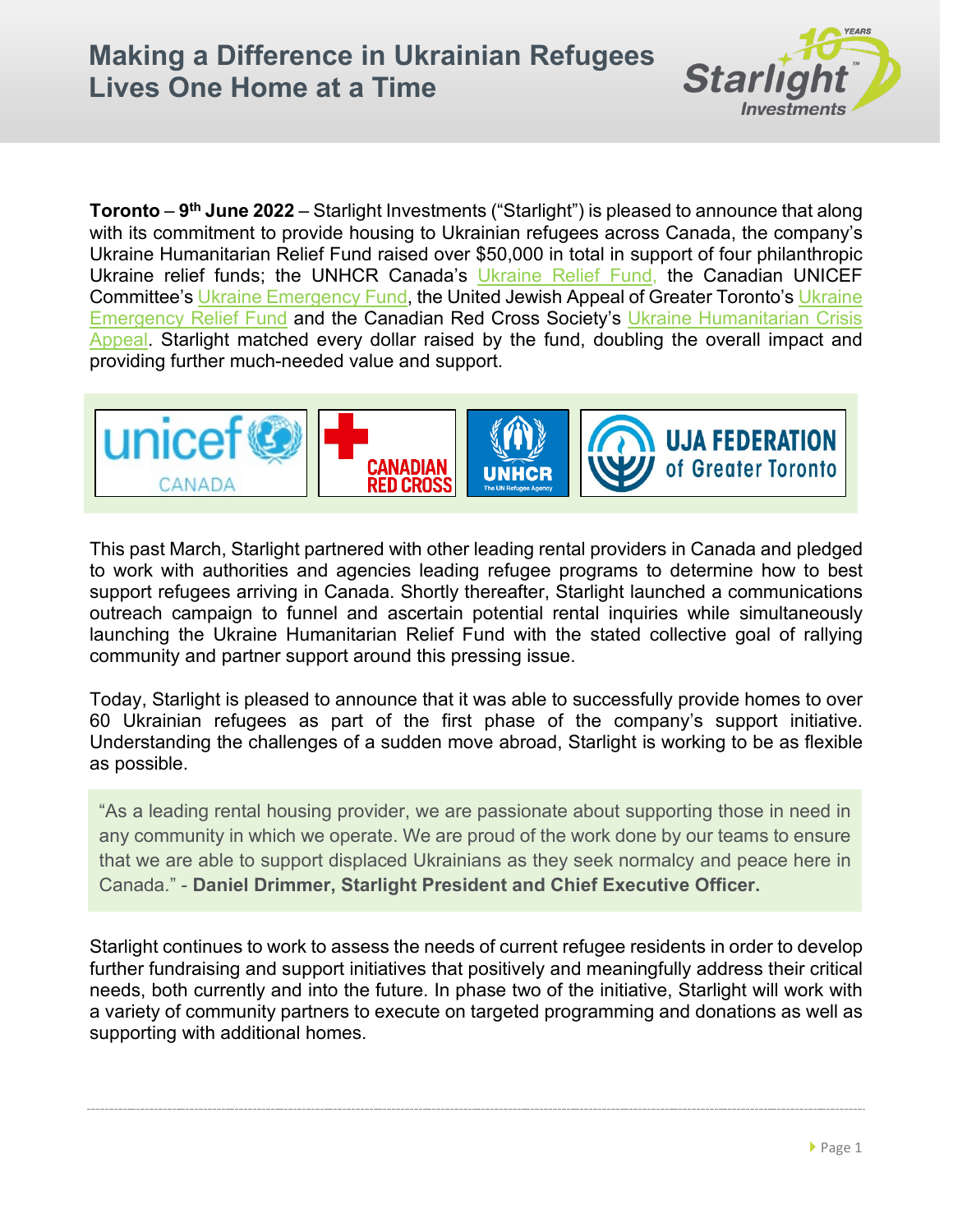# Making a Difference in Ukrainian Refugees Lives One Home at a Time

**Toronto** – **9th June 2022** – Starlight Investments ("Starlight") is pleased to announce that along with its commitment to provide housing to Ukrainian refugees across Canada, the company's Ukraine Humanitarian Relief Fund raised over $50,000 in total in support of four philanthropic Ukraine relief funds; the UNHCR Canada's Ukraine Relief Fund, the Canadian UNICEF Committee's Ukraine Emergency Fund, the United Jewish Appeal of Greater Toronto's Ukraine Emergency Relief Fund and the Canadian Red Cross Society's Ukraine Humanitarian Crisis Appeal. Starlight matched every dollar raised by the fund, doubling the overall impact and providing further much-needed value and support.

This past March, Starlight partnered with other leading rental providers in Canada and pledged to work with authorities and agencies leading refugee programs to determine how to best support refugees arriving in Canada. Shortly thereafter, Starlight launched a communications outreach campaign to funnel and ascertain potential rental inquiries while simultaneously launching the Ukraine Humanitarian Relief Fund with the stated collective goal of rallying community and partner support around this pressing issue.

Today, Starlight is pleased to announce that it was able to successfully provide homes to over 60 Ukrainian refugees as part of the first phase of the company's support initiative. Understanding the challenges of a sudden move abroad, Starlight is working to be as flexible as possible.

> "As a leading rental housing provider, we are passionate about supporting those in need in any community in which we operate. We are proud of the work done by our teams to ensure that we are able to support displaced Ukrainians as they seek normalcy and peace here in Canada." - **Daniel Drimmer, Starlight President and Chief Executive Officer.**

Starlight continues to work to assess the needs of current refugee residents in order to develop further fundraising and support initiatives that positively and meaningfully address their critical needs, both currently and into the future. In phase two of the initiative, Starlight will work with a variety of community partners to execute on targeted programming and donations as well as supporting with additional homes.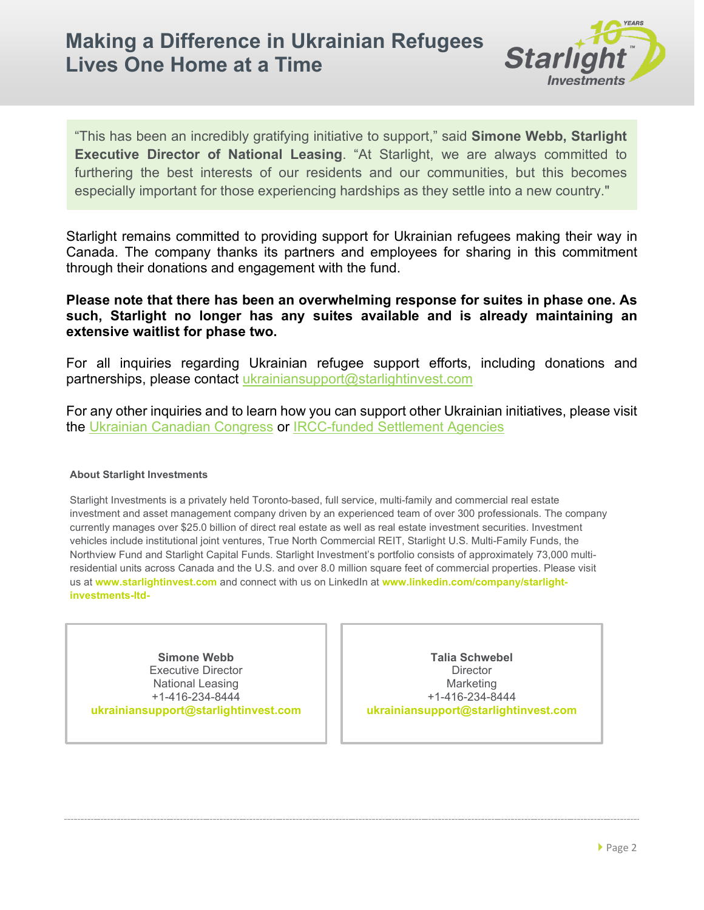"This has been an incredibly gratifying initiative to support," said **Simone Webb, Starlight Executive Director of National Leasing**. "At Starlight, we are always committed to furthering the best interests of our residents and our communities, but this becomes especially important for those experiencing hardships as they settle into a new country."

Starlight remains committed to providing support for Ukrainian refugees making their way in Canada. The company thanks its partners and employees for sharing in this commitment through their donations and engagement with the fund.

**Please note that there has been an overwhelming response for suites in phase one. As such, Starlight no longer has any suites available and is already maintaining an extensive waitlist for phase two.**

For all inquiries regarding Ukrainian refugee support efforts, including donations and partnerships, please contact ukrainiansupport@starlightinvest.com

For any other inquiries and to learn how you can support other Ukrainian initiatives, please visit the Ukrainian Canadian Congress or IRCC-funded Settlement Agencies

**About Starlight Investments**

Starlight Investments is a privately held Toronto-based, full service, multi-family and commercial real estate investment and asset management company driven by an experienced team of over 300 professionals. The company currently manages over $25.0 billion of direct real estate as well as real estate investment securities. Investment vehicles include institutional joint ventures, True North Commercial REIT, Starlight U.S. Multi-Family Funds, the Northview Fund and Starlight Capital Funds. Starlight Investment's portfolio consists of approximately 73,000 multi-residential units across Canada and the U.S. and over 8.0 million square feet of commercial properties. Please visit us at **www.starlightinvest.com** and connect with us on LinkedIn at **www.linkedin.com/company/starlight-investments-ltd-**

**Simone Webb**
Executive Director
National Leasing
+1-416-234-8444
**ukrainiansupport@starlightinvest.com**

**Talia Schwebel**
Director
Marketing
+1-416-234-8444
**ukrainiansupport@starlightinvest.com**